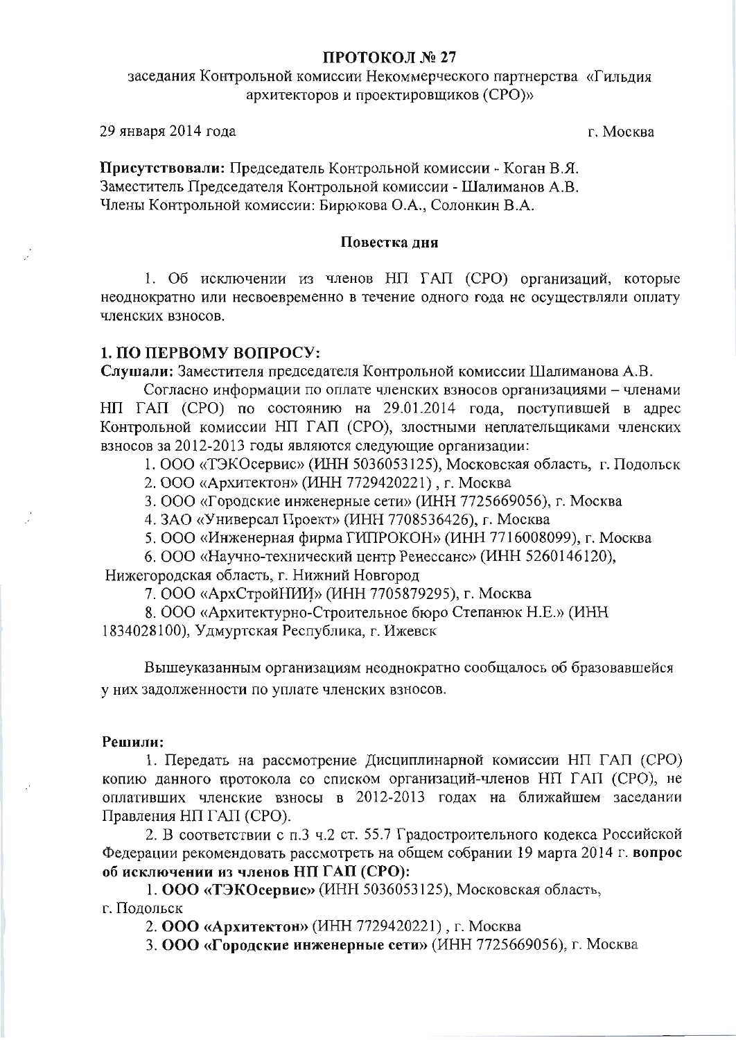# ПРОТОКОЛ № 27

заседания Контрольной комиссии Некоммерческого партнерства «Гильдия архитекторов и проектировщиков (СРО)»

29 января 2014 года г. Москва

**Присутствовали:** Председатель Контрольной комиссии - Коган В.Я.
Заместитель Председателя Контрольной комиссии - Шалиманов А.В.
Члены Контрольной комиссии: Бирюкова О.А., Солонкин В.А.

## Повестка дня

1. Об исключении из членов НП ГАП (СРО) организаций, которые неоднократно или несвоевременно в течение одного года не осуществляли оплату членских взносов.

## 1. ПО ПЕРВОМУ ВОПРОСУ:

**Слушали:** Заместителя председателя Контрольной комиссии Шалиманова А.В.

Согласно информации по оплате членских взносов организациями – членами НП ГАП (СРО) по состоянию на 29.01.2014 года, поступившей в адрес Контрольной комиссии НП ГАП (СРО), злостными неплательщиками членских взносов за 2012-2013 годы являются следующие организации:

1. ООО «ТЭКОсервис» (ИНН 5036053125), Московская область, г. Подольск
2. ООО «Архитектон» (ИНН 7729420221) , г. Москва
3. ООО «Городские инженерные сети» (ИНН 7725669056), г. Москва
4. ЗАО «Универсал Проект» (ИНН 7708536426), г. Москва
5. ООО «Инженерная фирма ГИПРОКОН» (ИНН 7716008099), г. Москва
6. ООО «Научно-технический центр Ренессанс» (ИНН 5260146120), Нижегородская область, г. Нижний Новгород
7. ООО «АрхСтройНИИ» (ИНН 7705879295), г. Москва
8. ООО «Архитектурно-Строительное бюро Степанюк Н.Е.» (ИНН 1834028100), Удмуртская Республика, г. Ижевск

Вышеуказанным организациям неоднократно сообщалось об бразовавшейся у них задолженности по уплате членских взносов.

**Решили:**

1. Передать на рассмотрение Дисциплинарной комиссии НП ГАП (СРО) копию данного протокола со списком организаций-членов НП ГАП (СРО), не оплативших членские взносы в 2012-2013 годах на ближайшем заседании Правления НП ГАП (СРО).

2. В соответствии с п.3 ч.2 ст. 55.7 Градостроительного кодекса Российской Федерации рекомендовать рассмотреть на общем собрании 19 марта 2014 г. **вопрос об исключении из членов НП ГАП (СРО):**

1. **ООО «ТЭКОсервис»** (ИНН 5036053125), Московская область, г. Подольск
2. **ООО «Архитектон»** (ИНН 7729420221) , г. Москва
3. **ООО «Городские инженерные сети»** (ИНН 7725669056), г. Москва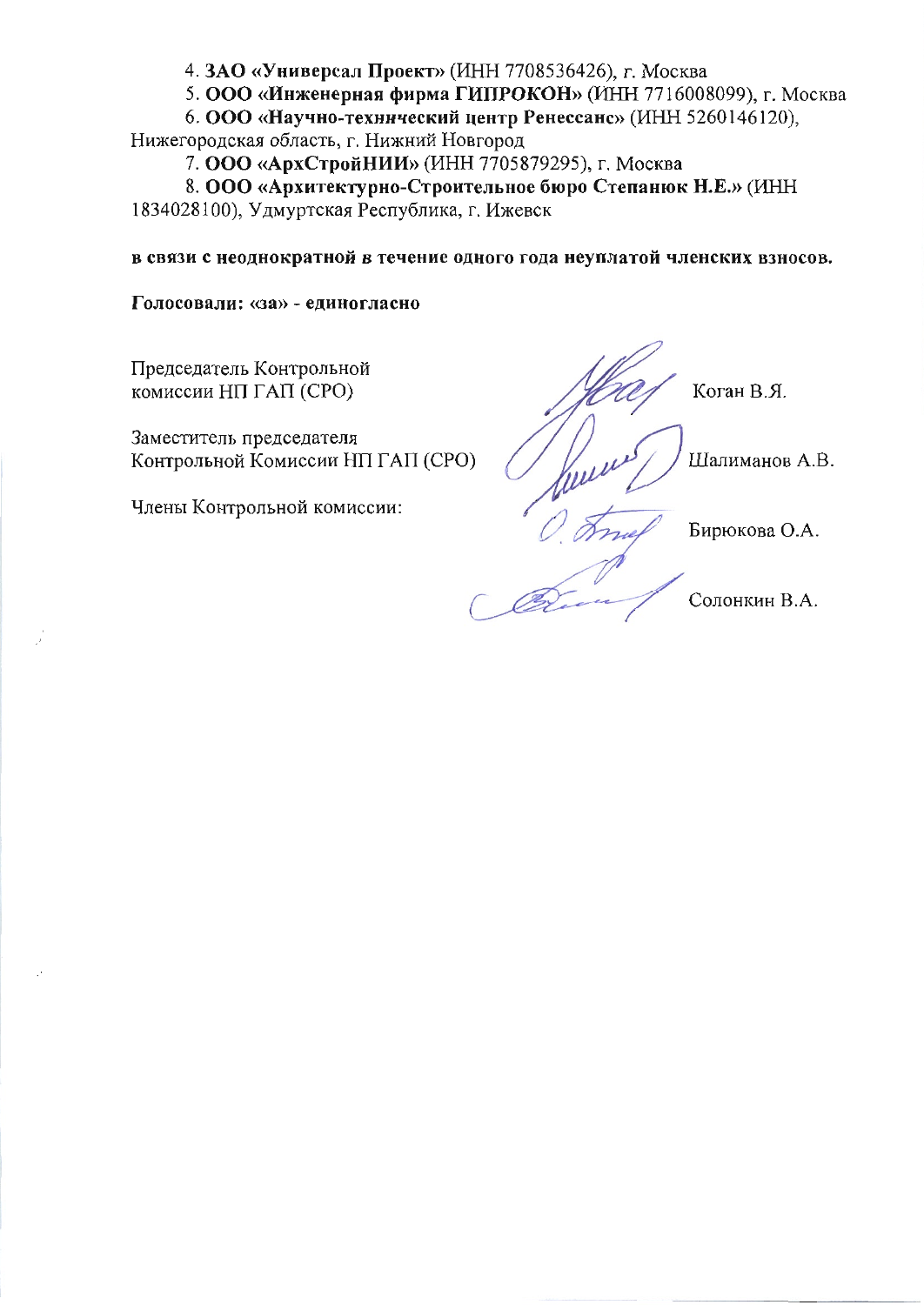4. **ЗАО «Универсал Проект»** (ИНН 7708536426), г. Москва

5. **ООО «Инженерная фирма ГИПРОКОН»** (ИНН 7716008099), г. Москва

6. **ООО «Научно-технический центр Ренессанс»** (ИНН 5260146120), Нижегородская область, г. Нижний Новгород

7. **ООО «АрхСтройНИИ»** (ИНН 7705879295), г. Москва

8. **ООО «Архитектурно-Строительное бюро Степанюк Н.Е.»** (ИНН 1834028100), Удмуртская Республика, г. Ижевск

**в связи с неоднократной в течение одного года неуплатой членских взносов.**

**Голосовали: «за» - единогласно**

| | |
|---|---|
| Председатель Контрольной комиссии НП ГАП (СРО) | Коган В.Я. |
| Заместитель председателя Контрольной Комиссии НП ГАП (СРО) | Шалиманов А.В. |
| Члены Контрольной комиссии: | Бирюкова О.А. |
| | Солонкин В.А. |